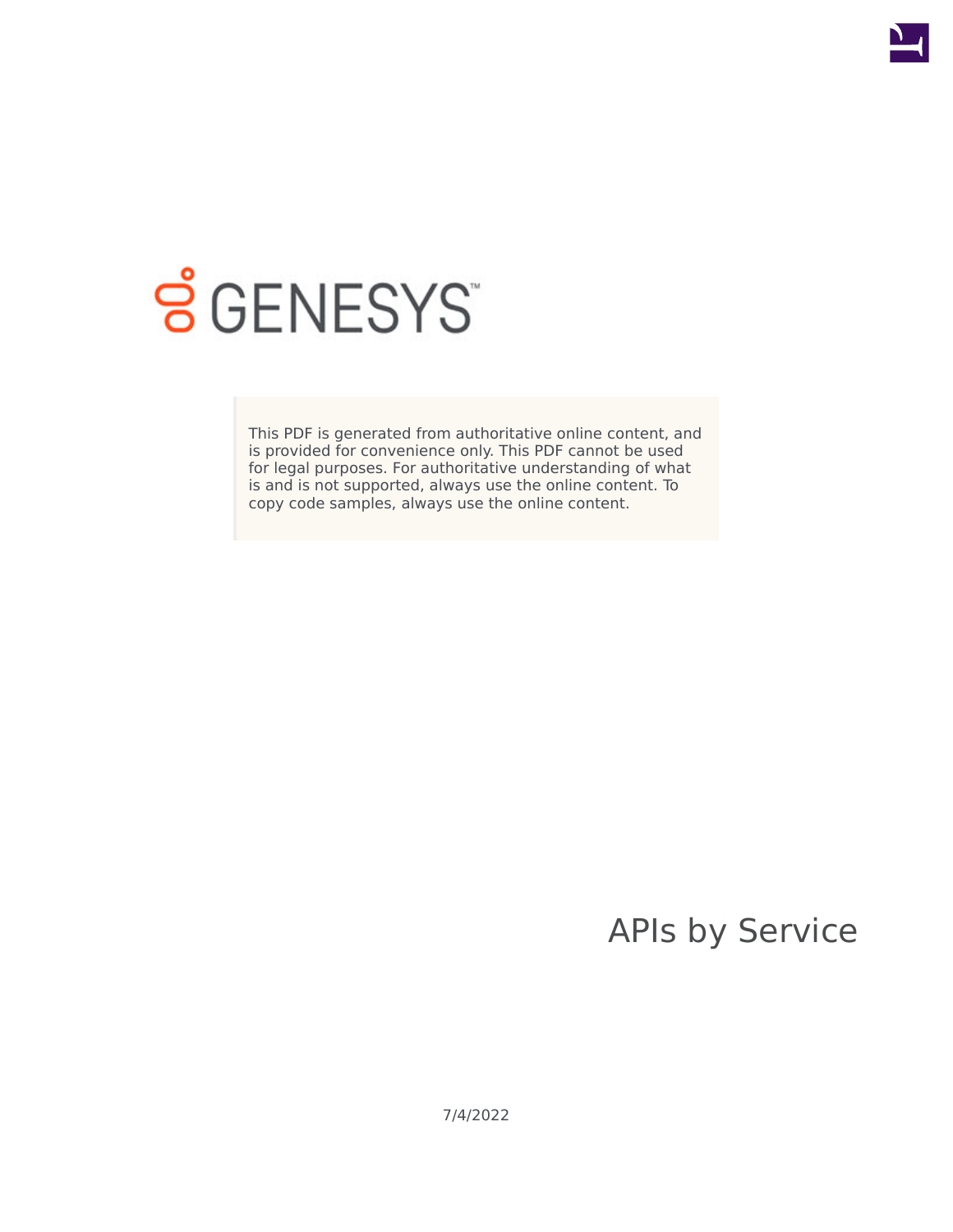GENESYS

> This PDF is generated from authoritative online content, and is provided for convenience only. This PDF cannot be used for legal purposes. For authoritative understanding of what is and is not supported, always use the online content. To copy code samples, always use the online content.

# APIs by Service

7/4/2022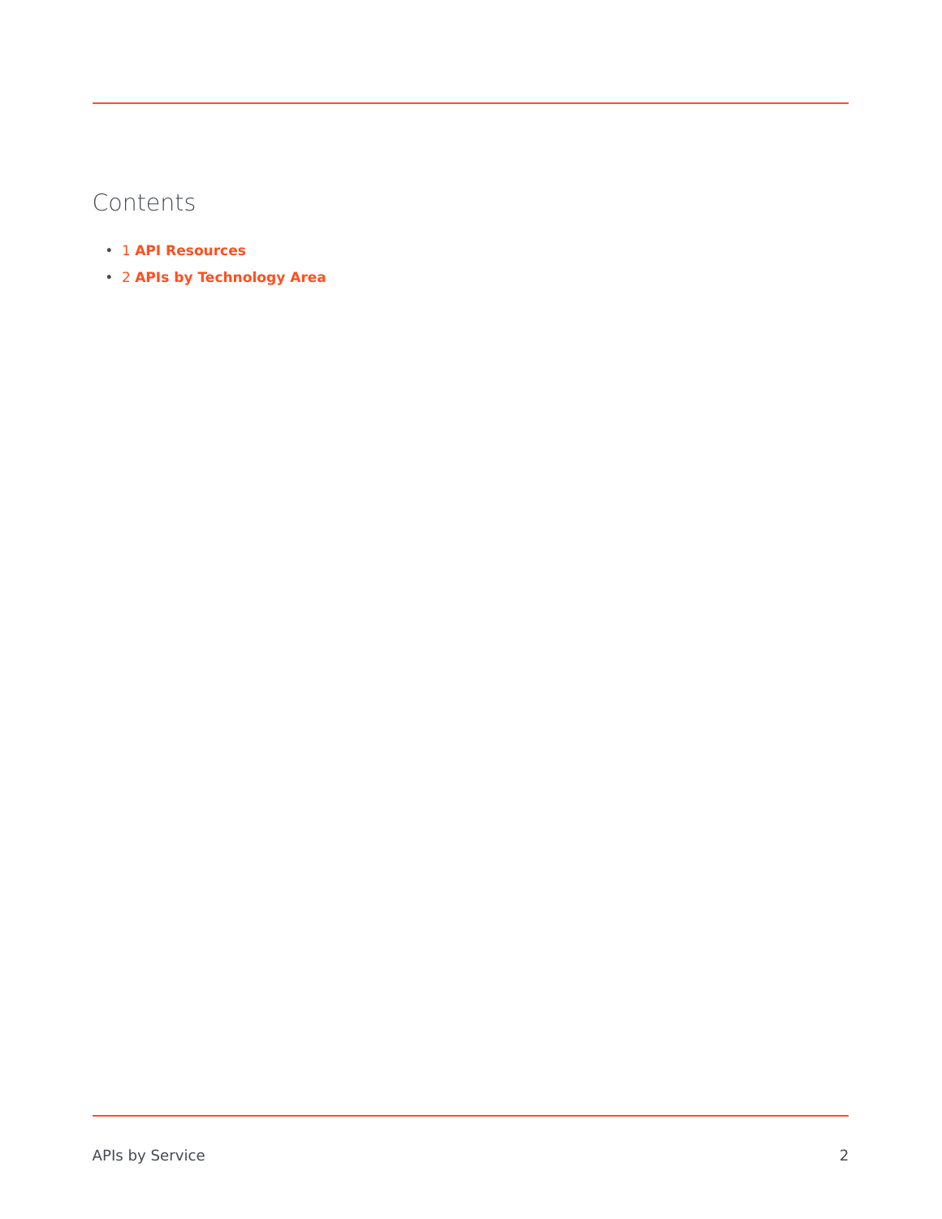## Contents

- 1 **API Resources**
- 2 **APIs by Technology Area**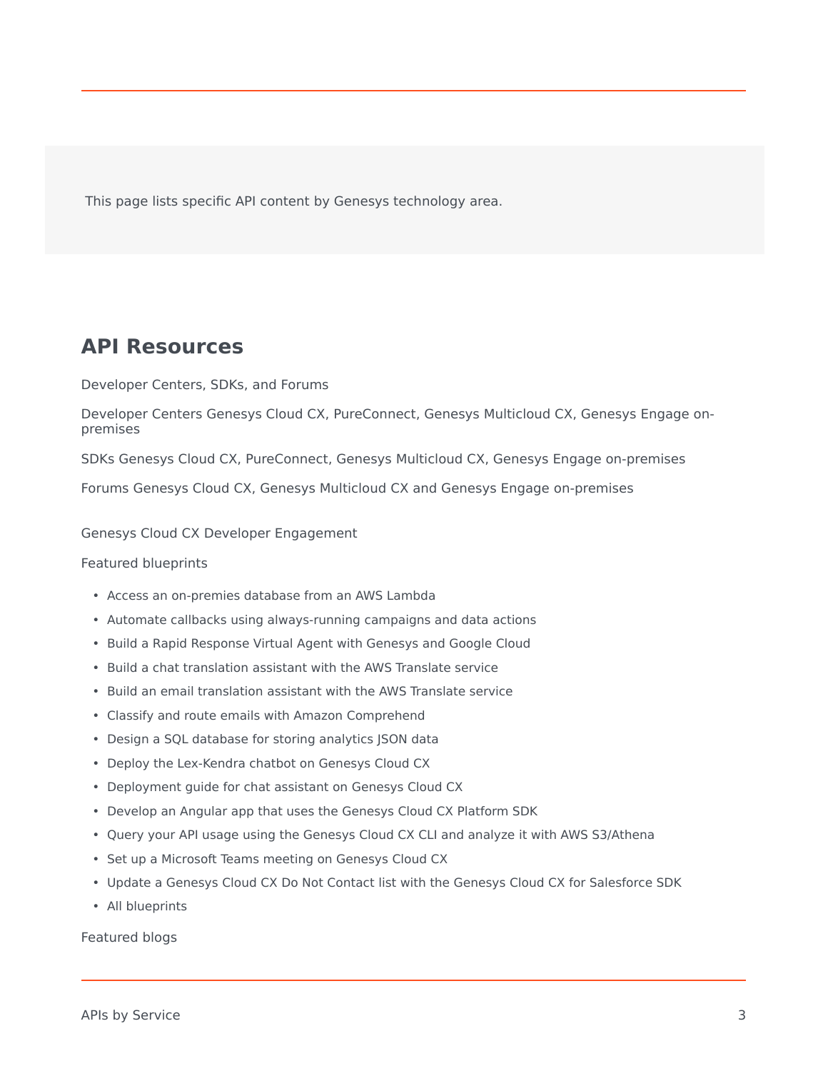This page lists specific API content by Genesys technology area.

## API Resources

Developer Centers, SDKs, and Forums

Developer Centers Genesys Cloud CX, PureConnect, Genesys Multicloud CX, Genesys Engage on-premises

SDKs Genesys Cloud CX, PureConnect, Genesys Multicloud CX, Genesys Engage on-premises

Forums Genesys Cloud CX, Genesys Multicloud CX and Genesys Engage on-premises

Genesys Cloud CX Developer Engagement

Featured blueprints

- Access an on-premies database from an AWS Lambda
- Automate callbacks using always-running campaigns and data actions
- Build a Rapid Response Virtual Agent with Genesys and Google Cloud
- Build a chat translation assistant with the AWS Translate service
- Build an email translation assistant with the AWS Translate service
- Classify and route emails with Amazon Comprehend
- Design a SQL database for storing analytics JSON data
- Deploy the Lex-Kendra chatbot on Genesys Cloud CX
- Deployment guide for chat assistant on Genesys Cloud CX
- Develop an Angular app that uses the Genesys Cloud CX Platform SDK
- Query your API usage using the Genesys Cloud CX CLI and analyze it with AWS S3/Athena
- Set up a Microsoft Teams meeting on Genesys Cloud CX
- Update a Genesys Cloud CX Do Not Contact list with the Genesys Cloud CX for Salesforce SDK
- All blueprints

Featured blogs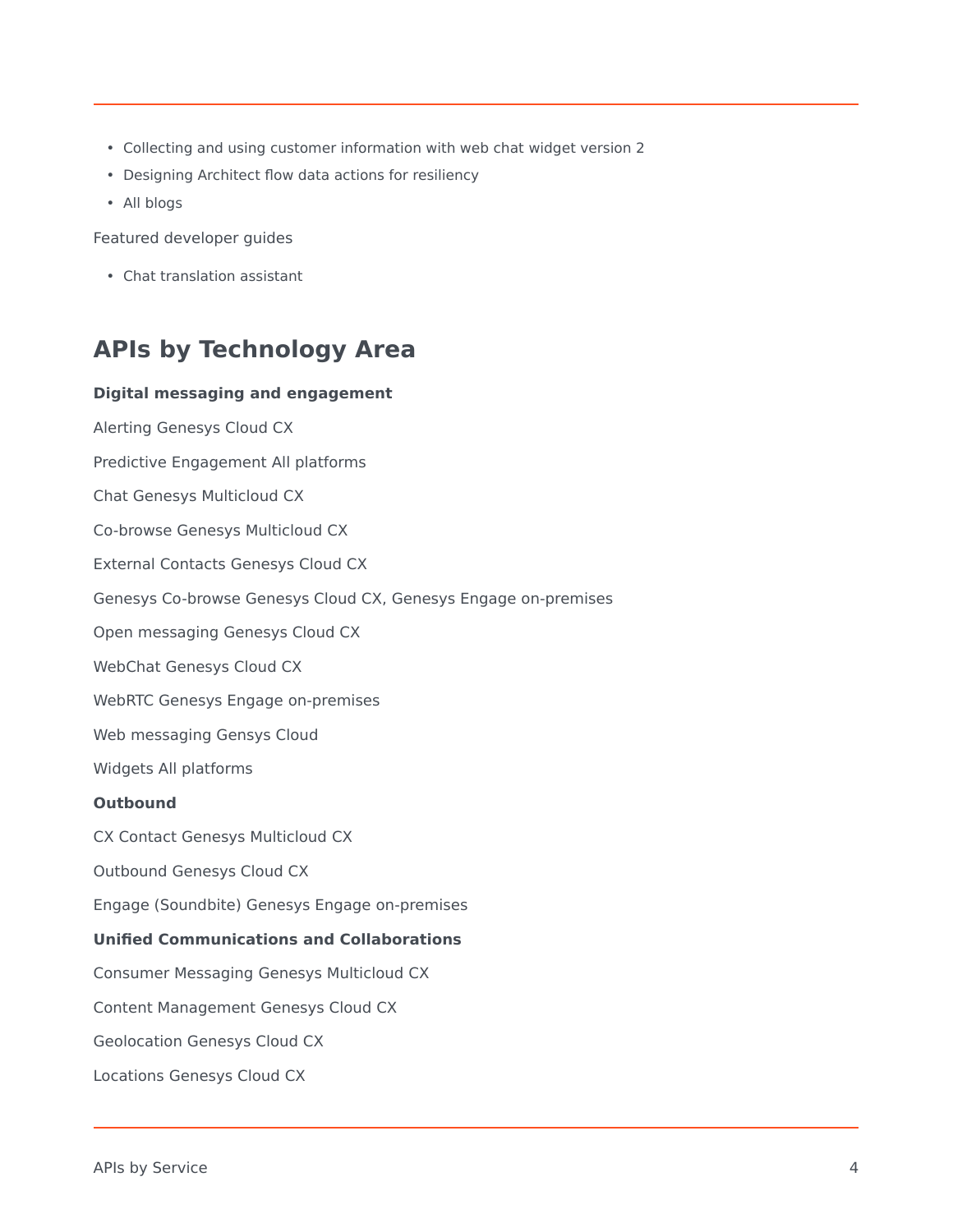- Collecting and using customer information with web chat widget version 2
- Designing Architect flow data actions for resiliency
- All blogs

Featured developer guides

- Chat translation assistant

## APIs by Technology Area

**Digital messaging and engagement**

Alerting Genesys Cloud CX

Predictive Engagement All platforms

Chat Genesys Multicloud CX

Co-browse Genesys Multicloud CX

External Contacts Genesys Cloud CX

Genesys Co-browse Genesys Cloud CX, Genesys Engage on-premises

Open messaging Genesys Cloud CX

WebChat Genesys Cloud CX

WebRTC Genesys Engage on-premises

Web messaging Gensys Cloud

Widgets All platforms

**Outbound**

CX Contact Genesys Multicloud CX

Outbound Genesys Cloud CX

Engage (Soundbite) Genesys Engage on-premises

**Unified Communications and Collaborations**

Consumer Messaging Genesys Multicloud CX

Content Management Genesys Cloud CX

Geolocation Genesys Cloud CX

Locations Genesys Cloud CX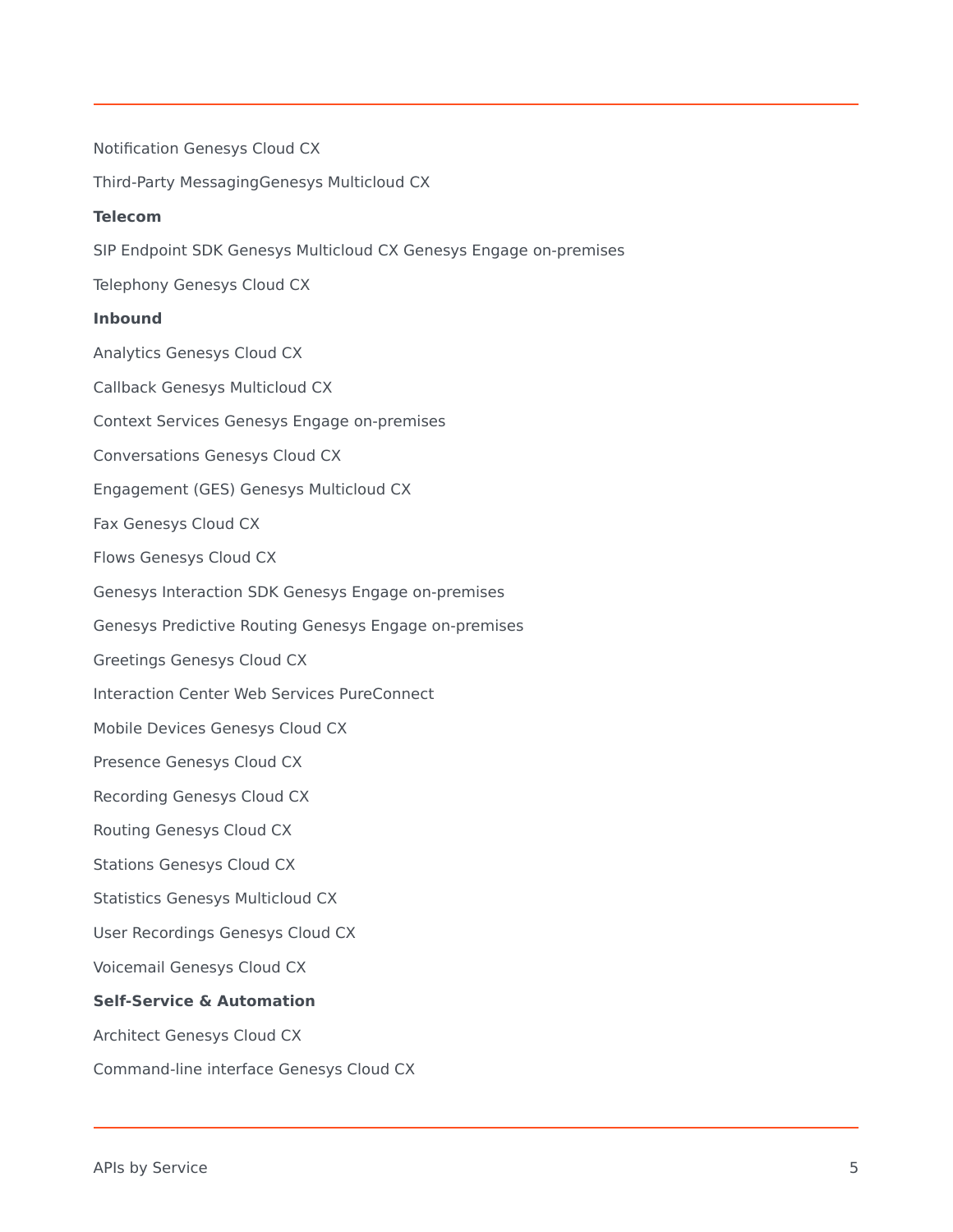Notification Genesys Cloud CX

Third-Party MessagingGenesys Multicloud CX

**Telecom**

SIP Endpoint SDK Genesys Multicloud CX Genesys Engage on-premises

Telephony Genesys Cloud CX

**Inbound**

Analytics Genesys Cloud CX

Callback Genesys Multicloud CX

Context Services Genesys Engage on-premises

Conversations Genesys Cloud CX

Engagement (GES) Genesys Multicloud CX

Fax Genesys Cloud CX

Flows Genesys Cloud CX

Genesys Interaction SDK Genesys Engage on-premises

Genesys Predictive Routing Genesys Engage on-premises

Greetings Genesys Cloud CX

Interaction Center Web Services PureConnect

Mobile Devices Genesys Cloud CX

Presence Genesys Cloud CX

Recording Genesys Cloud CX

Routing Genesys Cloud CX

Stations Genesys Cloud CX

Statistics Genesys Multicloud CX

User Recordings Genesys Cloud CX

Voicemail Genesys Cloud CX

**Self-Service & Automation**

Architect Genesys Cloud CX

Command-line interface Genesys Cloud CX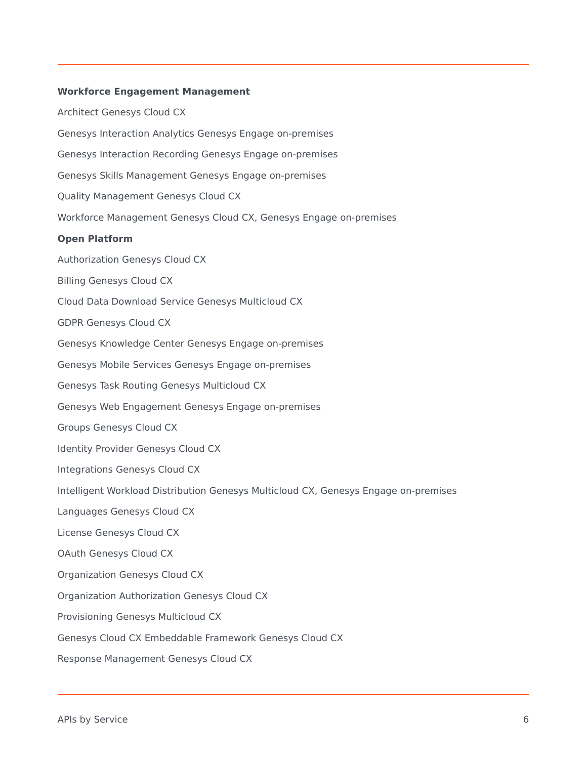**Workforce Engagement Management**

Architect Genesys Cloud CX

Genesys Interaction Analytics Genesys Engage on-premises

Genesys Interaction Recording Genesys Engage on-premises

Genesys Skills Management Genesys Engage on-premises

Quality Management Genesys Cloud CX

Workforce Management Genesys Cloud CX, Genesys Engage on-premises

**Open Platform**

Authorization Genesys Cloud CX

Billing Genesys Cloud CX

Cloud Data Download Service Genesys Multicloud CX

GDPR Genesys Cloud CX

Genesys Knowledge Center Genesys Engage on-premises

Genesys Mobile Services Genesys Engage on-premises

Genesys Task Routing Genesys Multicloud CX

Genesys Web Engagement Genesys Engage on-premises

Groups Genesys Cloud CX

Identity Provider Genesys Cloud CX

Integrations Genesys Cloud CX

Intelligent Workload Distribution Genesys Multicloud CX, Genesys Engage on-premises

Languages Genesys Cloud CX

License Genesys Cloud CX

OAuth Genesys Cloud CX

Organization Genesys Cloud CX

Organization Authorization Genesys Cloud CX

Provisioning Genesys Multicloud CX

Genesys Cloud CX Embeddable Framework Genesys Cloud CX

Response Management Genesys Cloud CX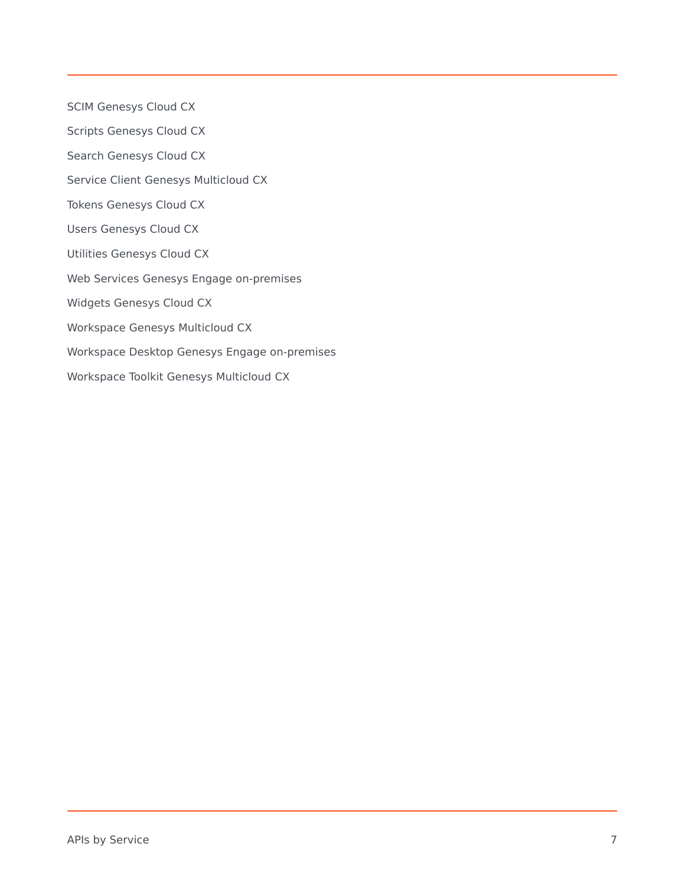SCIM Genesys Cloud CX

Scripts Genesys Cloud CX

Search Genesys Cloud CX

Service Client Genesys Multicloud CX

Tokens Genesys Cloud CX

Users Genesys Cloud CX

Utilities Genesys Cloud CX

Web Services Genesys Engage on-premises

Widgets Genesys Cloud CX

Workspace Genesys Multicloud CX

Workspace Desktop Genesys Engage on-premises

Workspace Toolkit Genesys Multicloud CX